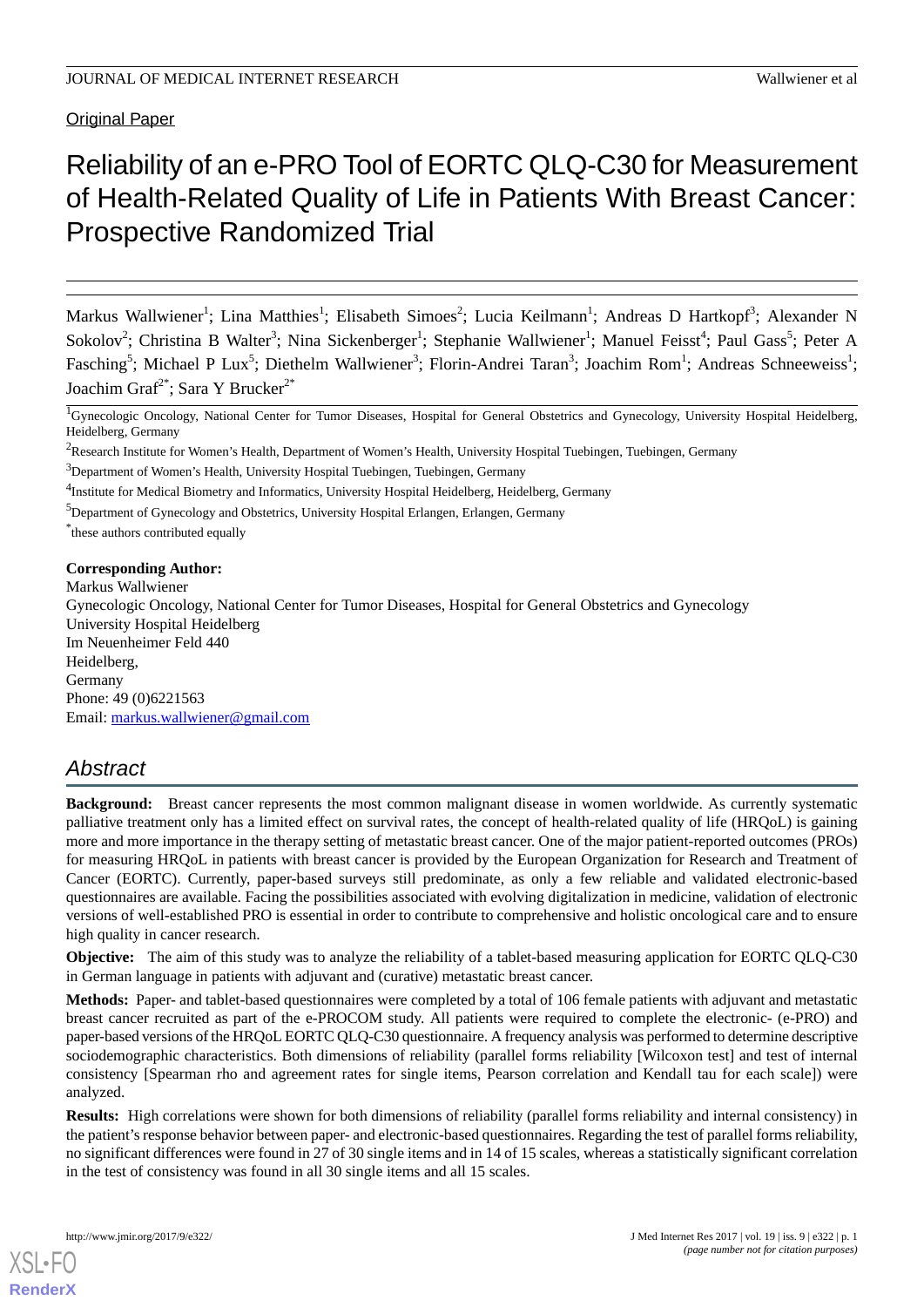Original Paper

# Reliability of an e-PRO Tool of EORTC QLQ-C30 for Measurement of Health-Related Quality of Life in Patients With Breast Cancer: Prospective Randomized Trial

Markus Wallwiener[1]; Lina Matthies[1]; Elisabeth Simoes[2]; Lucia Keilmann[1]; Andreas D Hartkopf[3]; Alexander N Sokolov[2]; Christina B Walter[3]; Nina Sickenberger[1]; Stephanie Wallwiener[1]; Manuel Feisst[4]; Paul Gass[5]; Peter A Fasching[5]; Michael P Lux[5]; Diethelm Wallwiener[3]; Florin-Andrei Taran[3]; Joachim Rom[1]; Andreas Schneeweiss[1]; Joachim Graf[2*]; Sara Y Brucker[2*]

[1]Gynecologic Oncology, National Center for Tumor Diseases, Hospital for General Obstetrics and Gynecology, University Hospital Heidelberg, Heidelberg, Germany

[2]Research Institute for Women's Health, Department of Women's Health, University Hospital Tuebingen, Tuebingen, Germany

[3]Department of Women's Health, University Hospital Tuebingen, Tuebingen, Germany

[4]Institute for Medical Biometry and Informatics, University Hospital Heidelberg, Heidelberg, Germany

[5]Department of Gynecology and Obstetrics, University Hospital Erlangen, Erlangen, Germany

[*]these authors contributed equally

**Corresponding Author:**
Markus Wallwiener
Gynecologic Oncology, National Center for Tumor Diseases, Hospital for General Obstetrics and Gynecology
University Hospital Heidelberg
Im Neuenheimer Feld 440
Heidelberg,
Germany
Phone: 49 (0)6221563
Email: markus.wallwiener@gmail.com

## Abstract

**Background:** Breast cancer represents the most common malignant disease in women worldwide. As currently systematic palliative treatment only has a limited effect on survival rates, the concept of health-related quality of life (HRQoL) is gaining more and more importance in the therapy setting of metastatic breast cancer. One of the major patient-reported outcomes (PROs) for measuring HRQoL in patients with breast cancer is provided by the European Organization for Research and Treatment of Cancer (EORTC). Currently, paper-based surveys still predominate, as only a few reliable and validated electronic-based questionnaires are available. Facing the possibilities associated with evolving digitalization in medicine, validation of electronic versions of well-established PRO is essential in order to contribute to comprehensive and holistic oncological care and to ensure high quality in cancer research.

**Objective:** The aim of this study was to analyze the reliability of a tablet-based measuring application for EORTC QLQ-C30 in German language in patients with adjuvant and (curative) metastatic breast cancer.

**Methods:** Paper- and tablet-based questionnaires were completed by a total of 106 female patients with adjuvant and metastatic breast cancer recruited as part of the e-PROCOM study. All patients were required to complete the electronic- (e-PRO) and paper-based versions of the HRQoL EORTC QLQ-C30 questionnaire. A frequency analysis was performed to determine descriptive sociodemographic characteristics. Both dimensions of reliability (parallel forms reliability [Wilcoxon test] and test of internal consistency [Spearman rho and agreement rates for single items, Pearson correlation and Kendall tau for each scale]) were analyzed.

**Results:** High correlations were shown for both dimensions of reliability (parallel forms reliability and internal consistency) in the patient's response behavior between paper- and electronic-based questionnaires. Regarding the test of parallel forms reliability, no significant differences were found in 27 of 30 single items and in 14 of 15 scales, whereas a statistically significant correlation in the test of consistency was found in all 30 single items and all 15 scales.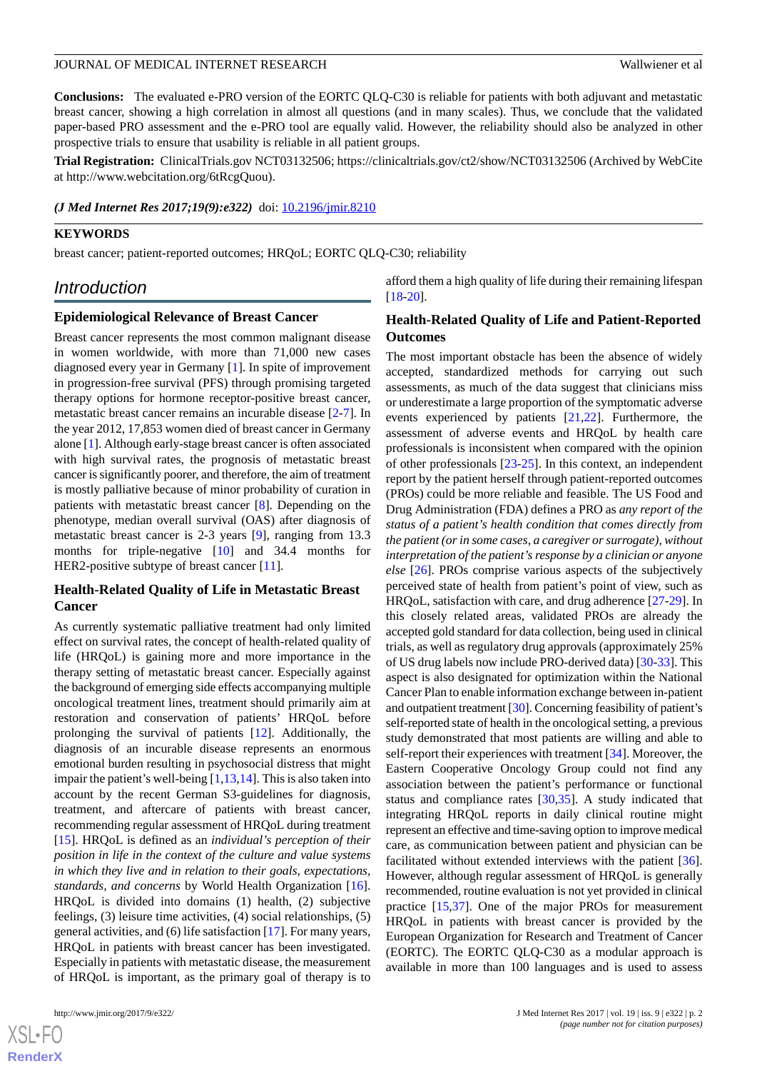**Conclusions:** The evaluated e-PRO version of the EORTC QLQ-C30 is reliable for patients with both adjuvant and metastatic breast cancer, showing a high correlation in almost all questions (and in many scales). Thus, we conclude that the validated paper-based PRO assessment and the e-PRO tool are equally valid. However, the reliability should also be analyzed in other prospective trials to ensure that usability is reliable in all patient groups.

**Trial Registration:** ClinicalTrials.gov NCT03132506; https://clinicaltrials.gov/ct2/show/NCT03132506 (Archived by WebCite at http://www.webcitation.org/6tRcgQuou).

*(J Med Internet Res 2017;19(9):e322)* doi: 10.2196/jmir.8210

**KEYWORDS**

breast cancer; patient-reported outcomes; HRQoL; EORTC QLQ-C30; reliability

## Introduction

### Epidemiological Relevance of Breast Cancer

Breast cancer represents the most common malignant disease in women worldwide, with more than 71,000 new cases diagnosed every year in Germany [1]. In spite of improvement in progression-free survival (PFS) through promising targeted therapy options for hormone receptor-positive breast cancer, metastatic breast cancer remains an incurable disease [2-7]. In the year 2012, 17,853 women died of breast cancer in Germany alone [1]. Although early-stage breast cancer is often associated with high survival rates, the prognosis of metastatic breast cancer is significantly poorer, and therefore, the aim of treatment is mostly palliative because of minor probability of curation in patients with metastatic breast cancer [8]. Depending on the phenotype, median overall survival (OAS) after diagnosis of metastatic breast cancer is 2-3 years [9], ranging from 13.3 months for triple-negative [10] and 34.4 months for HER2-positive subtype of breast cancer [11].

### Health-Related Quality of Life in Metastatic Breast Cancer

As currently systematic palliative treatment had only limited effect on survival rates, the concept of health-related quality of life (HRQoL) is gaining more and more importance in the therapy setting of metastatic breast cancer. Especially against the background of emerging side effects accompanying multiple oncological treatment lines, treatment should primarily aim at restoration and conservation of patients' HRQoL before prolonging the survival of patients [12]. Additionally, the diagnosis of an incurable disease represents an enormous emotional burden resulting in psychosocial distress that might impair the patient's well-being [1,13,14]. This is also taken into account by the recent German S3-guidelines for diagnosis, treatment, and aftercare of patients with breast cancer, recommending regular assessment of HRQoL during treatment [15]. HRQoL is defined as an *individual's perception of their position in life in the context of the culture and value systems in which they live and in relation to their goals, expectations, standards, and concerns* by World Health Organization [16]. HRQoL is divided into domains (1) health, (2) subjective feelings, (3) leisure time activities, (4) social relationships, (5) general activities, and (6) life satisfaction [17]. For many years, HRQoL in patients with breast cancer has been investigated. Especially in patients with metastatic disease, the measurement of HRQoL is important, as the primary goal of therapy is to afford them a high quality of life during their remaining lifespan [18-20].

### Health-Related Quality of Life and Patient-Reported Outcomes

The most important obstacle has been the absence of widely accepted, standardized methods for carrying out such assessments, as much of the data suggest that clinicians miss or underestimate a large proportion of the symptomatic adverse events experienced by patients [21,22]. Furthermore, the assessment of adverse events and HRQoL by health care professionals is inconsistent when compared with the opinion of other professionals [23-25]. In this context, an independent report by the patient herself through patient-reported outcomes (PROs) could be more reliable and feasible. The US Food and Drug Administration (FDA) defines a PRO as *any report of the status of a patient's health condition that comes directly from the patient (or in some cases, a caregiver or surrogate), without interpretation of the patient's response by a clinician or anyone else* [26]. PROs comprise various aspects of the subjectively perceived state of health from patient's point of view, such as HRQoL, satisfaction with care, and drug adherence [27-29]. In this closely related areas, validated PROs are already the accepted gold standard for data collection, being used in clinical trials, as well as regulatory drug approvals (approximately 25% of US drug labels now include PRO-derived data) [30-33]. This aspect is also designated for optimization within the National Cancer Plan to enable information exchange between in-patient and outpatient treatment [30]. Concerning feasibility of patient's self-reported state of health in the oncological setting, a previous study demonstrated that most patients are willing and able to self-report their experiences with treatment [34]. Moreover, the Eastern Cooperative Oncology Group could not find any association between the patient's performance or functional status and compliance rates [30,35]. A study indicated that integrating HRQoL reports in daily clinical routine might represent an effective and time-saving option to improve medical care, as communication between patient and physician can be facilitated without extended interviews with the patient [36]. However, although regular assessment of HRQoL is generally recommended, routine evaluation is not yet provided in clinical practice [15,37]. One of the major PROs for measurement HRQoL in patients with breast cancer is provided by the European Organization for Research and Treatment of Cancer (EORTC). The EORTC QLQ-C30 as a modular approach is available in more than 100 languages and is used to assess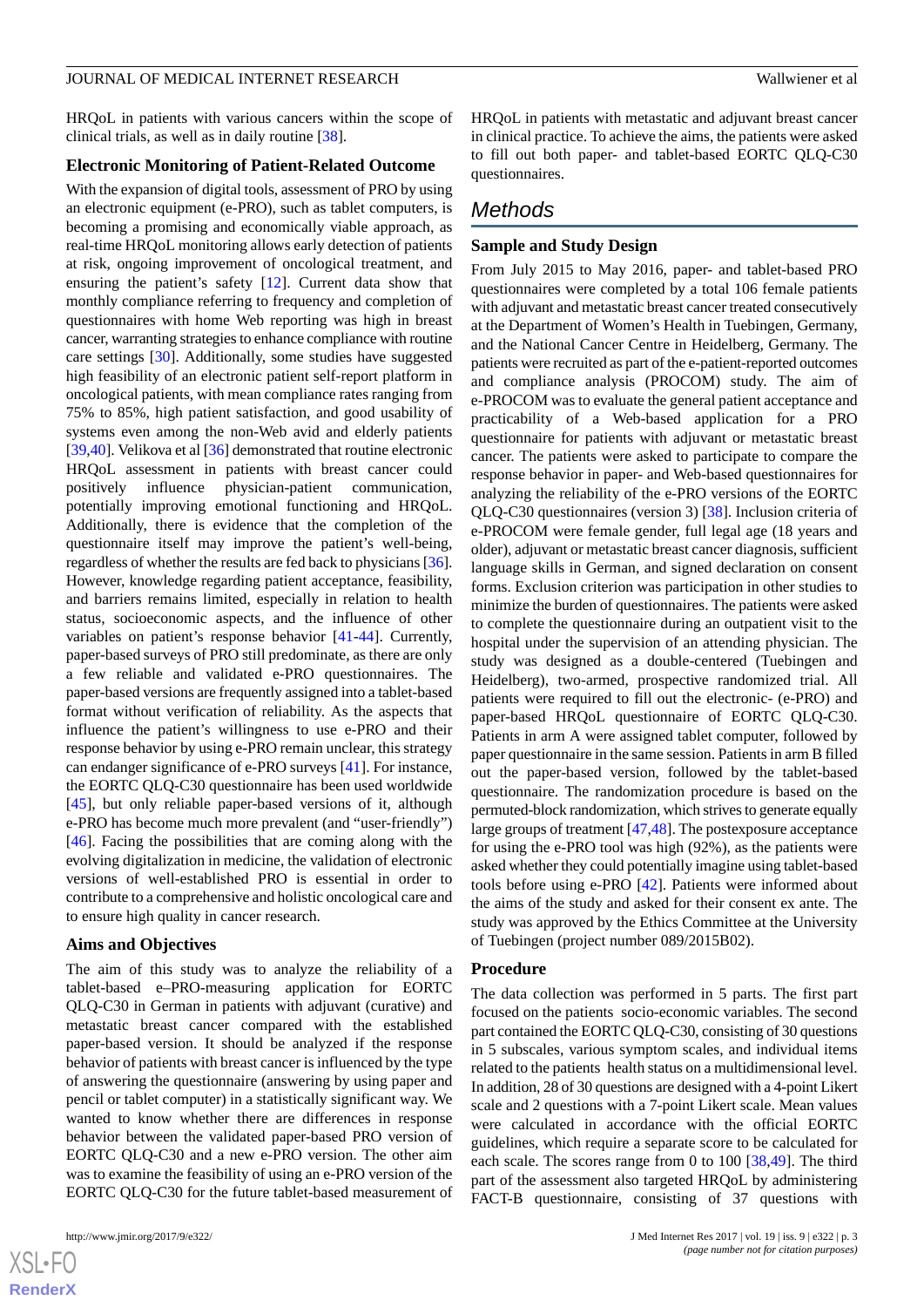HRQoL in patients with various cancers within the scope of clinical trials, as well as in daily routine [38].

### Electronic Monitoring of Patient-Related Outcome

With the expansion of digital tools, assessment of PRO by using an electronic equipment (e-PRO), such as tablet computers, is becoming a promising and economically viable approach, as real-time HRQoL monitoring allows early detection of patients at risk, ongoing improvement of oncological treatment, and ensuring the patient's safety [12]. Current data show that monthly compliance referring to frequency and completion of questionnaires with home Web reporting was high in breast cancer, warranting strategies to enhance compliance with routine care settings [30]. Additionally, some studies have suggested high feasibility of an electronic patient self-report platform in oncological patients, with mean compliance rates ranging from 75% to 85%, high patient satisfaction, and good usability of systems even among the non-Web avid and elderly patients [39,40]. Velikova et al [36] demonstrated that routine electronic HRQoL assessment in patients with breast cancer could positively influence physician-patient communication, potentially improving emotional functioning and HRQoL. Additionally, there is evidence that the completion of the questionnaire itself may improve the patient's well-being, regardless of whether the results are fed back to physicians [36]. However, knowledge regarding patient acceptance, feasibility, and barriers remains limited, especially in relation to health status, socioeconomic aspects, and the influence of other variables on patient's response behavior [41-44]. Currently, paper-based surveys of PRO still predominate, as there are only a few reliable and validated e-PRO questionnaires. The paper-based versions are frequently assigned into a tablet-based format without verification of reliability. As the aspects that influence the patient's willingness to use e-PRO and their response behavior by using e-PRO remain unclear, this strategy can endanger significance of e-PRO surveys [41]. For instance, the EORTC QLQ-C30 questionnaire has been used worldwide [45], but only reliable paper-based versions of it, although e-PRO has become much more prevalent (and "user-friendly") [46]. Facing the possibilities that are coming along with the evolving digitalization in medicine, the validation of electronic versions of well-established PRO is essential in order to contribute to a comprehensive and holistic oncological care and to ensure high quality in cancer research.

### Aims and Objectives

The aim of this study was to analyze the reliability of a tablet-based e–PRO-measuring application for EORTC QLQ-C30 in German in patients with adjuvant (curative) and metastatic breast cancer compared with the established paper-based version. It should be analyzed if the response behavior of patients with breast cancer is influenced by the type of answering the questionnaire (answering by using paper and pencil or tablet computer) in a statistically significant way. We wanted to know whether there are differences in response behavior between the validated paper-based PRO version of EORTC QLQ-C30 and a new e-PRO version. The other aim was to examine the feasibility of using an e-PRO version of the EORTC QLQ-C30 for the future tablet-based measurement of HRQoL in patients with metastatic and adjuvant breast cancer in clinical practice. To achieve the aims, the patients were asked to fill out both paper- and tablet-based EORTC QLQ-C30 questionnaires.

## Methods

### Sample and Study Design

From July 2015 to May 2016, paper- and tablet-based PRO questionnaires were completed by a total 106 female patients with adjuvant and metastatic breast cancer treated consecutively at the Department of Women's Health in Tuebingen, Germany, and the National Cancer Centre in Heidelberg, Germany. The patients were recruited as part of the e-patient-reported outcomes and compliance analysis (PROCOM) study. The aim of e-PROCOM was to evaluate the general patient acceptance and practicability of a Web-based application for a PRO questionnaire for patients with adjuvant or metastatic breast cancer. The patients were asked to participate to compare the response behavior in paper- and Web-based questionnaires for analyzing the reliability of the e-PRO versions of the EORTC QLQ-C30 questionnaires (version 3) [38]. Inclusion criteria of e-PROCOM were female gender, full legal age (18 years and older), adjuvant or metastatic breast cancer diagnosis, sufficient language skills in German, and signed declaration on consent forms. Exclusion criterion was participation in other studies to minimize the burden of questionnaires. The patients were asked to complete the questionnaire during an outpatient visit to the hospital under the supervision of an attending physician. The study was designed as a double-centered (Tuebingen and Heidelberg), two-armed, prospective randomized trial. All patients were required to fill out the electronic- (e-PRO) and paper-based HRQoL questionnaire of EORTC QLQ-C30. Patients in arm A were assigned tablet computer, followed by paper questionnaire in the same session. Patients in arm B filled out the paper-based version, followed by the tablet-based questionnaire. The randomization procedure is based on the permuted-block randomization, which strives to generate equally large groups of treatment [47,48]. The postexposure acceptance for using the e-PRO tool was high (92%), as the patients were asked whether they could potentially imagine using tablet-based tools before using e-PRO [42]. Patients were informed about the aims of the study and asked for their consent ex ante. The study was approved by the Ethics Committee at the University of Tuebingen (project number 089/2015B02).

### Procedure

The data collection was performed in 5 parts. The first part focused on the patients socio-economic variables. The second part contained the EORTC QLQ-C30, consisting of 30 questions in 5 subscales, various symptom scales, and individual items related to the patients health status on a multidimensional level. In addition, 28 of 30 questions are designed with a 4-point Likert scale and 2 questions with a 7-point Likert scale. Mean values were calculated in accordance with the official EORTC guidelines, which require a separate score to be calculated for each scale. The scores range from 0 to 100 [38,49]. The third part of the assessment also targeted HRQoL by administering FACT-B questionnaire, consisting of 37 questions with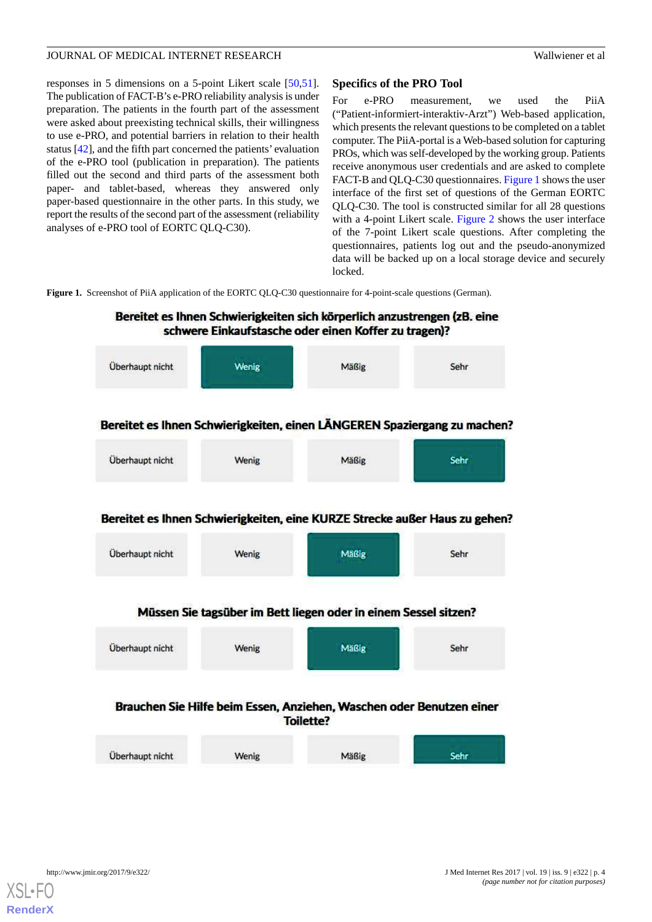responses in 5 dimensions on a 5-point Likert scale [50,51]. The publication of FACT-B's e-PRO reliability analysis is under preparation. The patients in the fourth part of the assessment were asked about preexisting technical skills, their willingness to use e-PRO, and potential barriers in relation to their health status [42], and the fifth part concerned the patients' evaluation of the e-PRO tool (publication in preparation). The patients filled out the second and third parts of the assessment both paper- and tablet-based, whereas they answered only paper-based questionnaire in the other parts. In this study, we report the results of the second part of the assessment (reliability analyses of e-PRO tool of EORTC QLQ-C30).

## Specifics of the PRO Tool

For e-PRO measurement, we used the PiiA ("Patient-informiert-interaktiv-Arzt") Web-based application, which presents the relevant questions to be completed on a tablet computer. The PiiA-portal is a Web-based solution for capturing PROs, which was self-developed by the working group. Patients receive anonymous user credentials and are asked to complete FACT-B and QLQ-C30 questionnaires. Figure 1 shows the user interface of the first set of questions of the German EORTC QLQ-C30. The tool is constructed similar for all 28 questions with a 4-point Likert scale. Figure 2 shows the user interface of the 7-point Likert scale questions. After completing the questionnaires, patients log out and the pseudo-anonymized data will be backed up on a local storage device and securely locked.

**Figure 1.** Screenshot of PiiA application of the EORTC QLQ-C30 questionnaire for 4-point-scale questions (German).

**Bereitet es Ihnen Schwierigkeiten sich körperlich anzustrengen (zB. eine schwere Einkaufstasche oder einen Koffer zu tragen)?**

Überhaupt nicht | Wenig | Mäßig | Sehr

**Bereitet es Ihnen Schwierigkeiten, einen LÄNGEREN Spaziergang zu machen?**

Überhaupt nicht | Wenig | Mäßig | Sehr

**Bereitet es Ihnen Schwierigkeiten, eine KURZE Strecke außer Haus zu gehen?**

Überhaupt nicht | Wenig | Mäßig | Sehr

**Müssen Sie tagsüber im Bett liegen oder in einem Sessel sitzen?**

Überhaupt nicht | Wenig | Mäßig | Sehr

**Brauchen Sie Hilfe beim Essen, Anziehen, Waschen oder Benutzen einer Toilette?**

Überhaupt nicht | Wenig | Mäßig | Sehr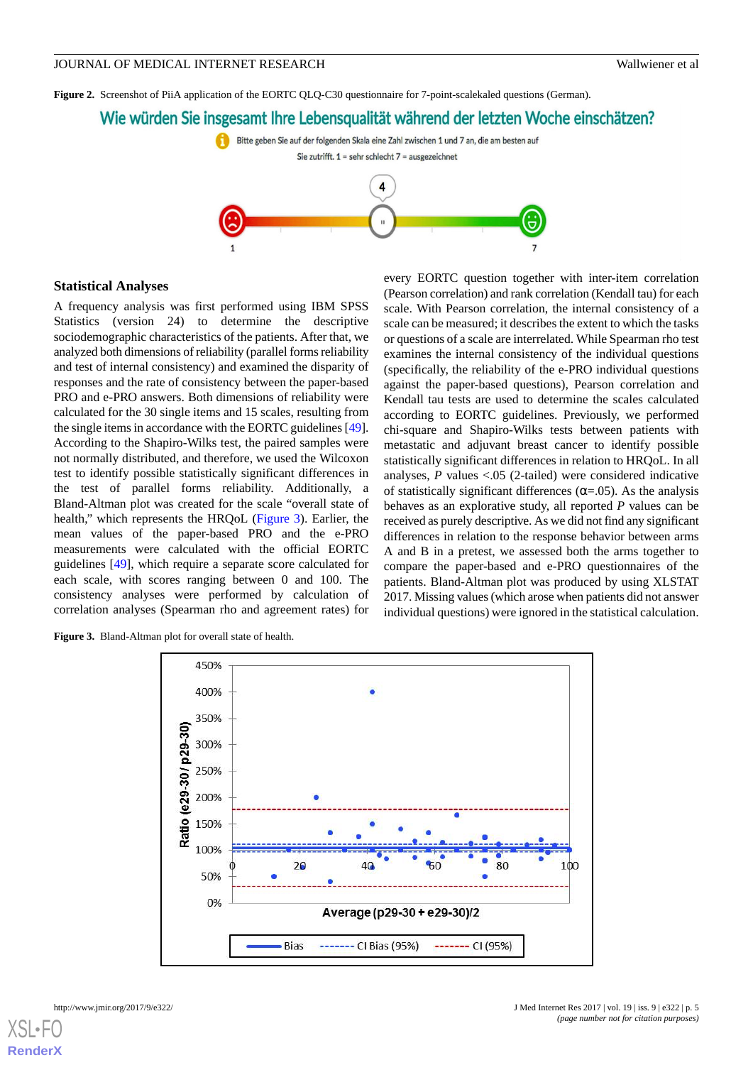**Figure 2.** Screenshot of PiiA application of the EORTC QLQ-C30 questionnaire for 7-point-scalekaled questions (German).

## Statistical Analyses

A frequency analysis was first performed using IBM SPSS Statistics (version 24) to determine the descriptive sociodemographic characteristics of the patients. After that, we analyzed both dimensions of reliability (parallel forms reliability and test of internal consistency) and examined the disparity of responses and the rate of consistency between the paper-based PRO and e-PRO answers. Both dimensions of reliability were calculated for the 30 single items and 15 scales, resulting from the single items in accordance with the EORTC guidelines [49]. According to the Shapiro-Wilks test, the paired samples were not normally distributed, and therefore, we used the Wilcoxon test to identify possible statistically significant differences in the test of parallel forms reliability. Additionally, a Bland-Altman plot was created for the scale "overall state of health," which represents the HRQoL (Figure 3). Earlier, the mean values of the paper-based PRO and the e-PRO measurements were calculated with the official EORTC guidelines [49], which require a separate score calculated for each scale, with scores ranging between 0 and 100. The consistency analyses were performed by calculation of correlation analyses (Spearman rho and agreement rates) for every EORTC question together with inter-item correlation (Pearson correlation) and rank correlation (Kendall tau) for each scale. With Pearson correlation, the internal consistency of a scale can be measured; it describes the extent to which the tasks or questions of a scale are interrelated. While Spearman rho test examines the internal consistency of the individual questions (specifically, the reliability of the e-PRO individual questions against the paper-based questions), Pearson correlation and Kendall tau tests are used to determine the scales calculated according to EORTC guidelines. Previously, we performed chi-square and Shapiro-Wilks tests between patients with metastatic and adjuvant breast cancer to identify possible statistically significant differences in relation to HRQoL. In all analyses, *P* values <.05 (2-tailed) were considered indicative of statistically significant differences (α=.05). As the analysis behaves as an explorative study, all reported *P* values can be received as purely descriptive. As we did not find any significant differences in relation to the response behavior between arms A and B in a pretest, we assessed both the arms together to compare the paper-based and e-PRO questionnaires of the patients. Bland-Altman plot was produced by using XLSTAT 2017. Missing values (which arose when patients did not answer individual questions) were ignored in the statistical calculation.

**Figure 3.** Bland-Altman plot for overall state of health.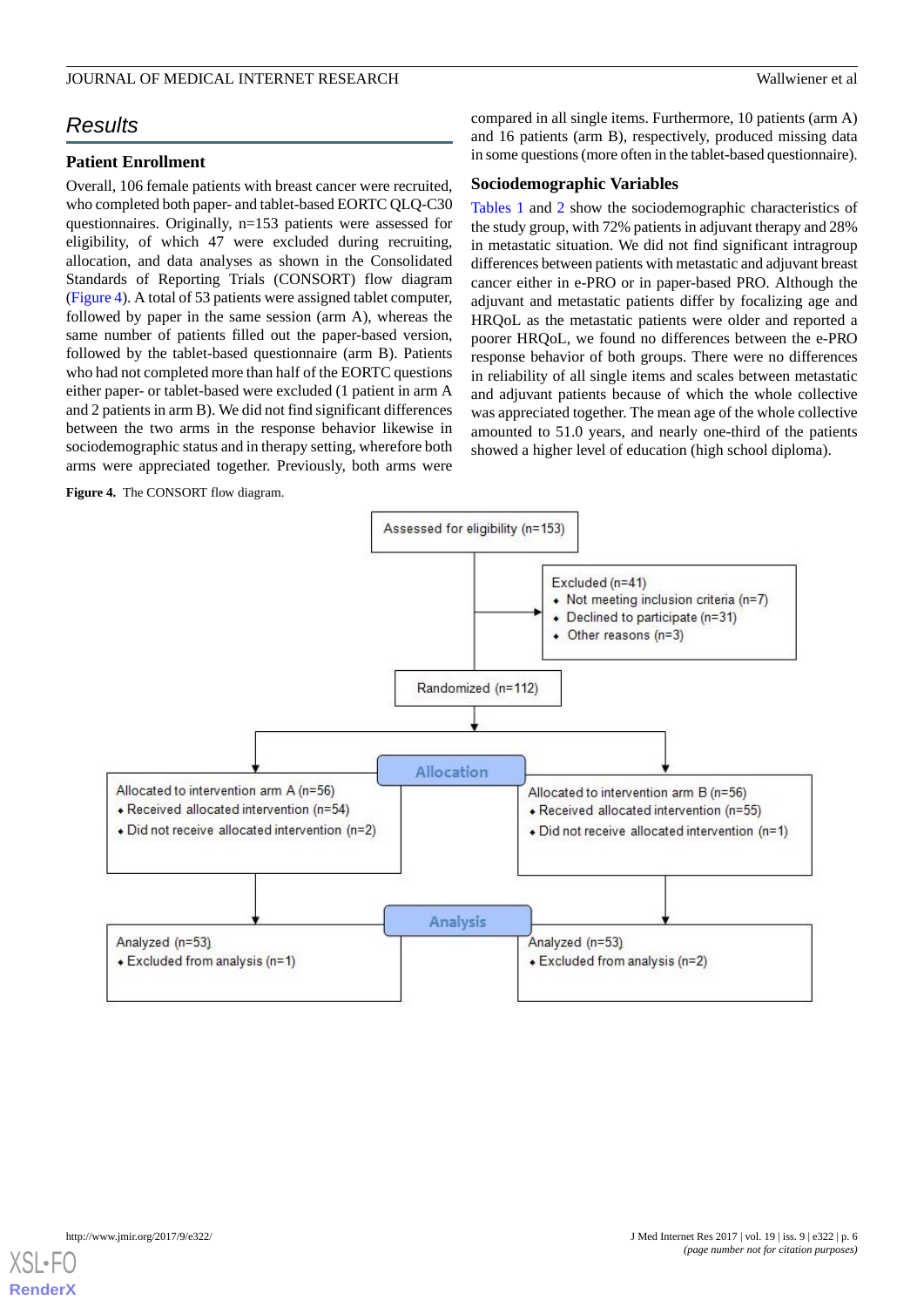## Results

### Patient Enrollment

Overall, 106 female patients with breast cancer were recruited, who completed both paper- and tablet-based EORTC QLQ-C30 questionnaires. Originally, n=153 patients were assessed for eligibility, of which 47 were excluded during recruiting, allocation, and data analyses as shown in the Consolidated Standards of Reporting Trials (CONSORT) flow diagram (Figure 4). A total of 53 patients were assigned tablet computer, followed by paper in the same session (arm A), whereas the same number of patients filled out the paper-based version, followed by the tablet-based questionnaire (arm B). Patients who had not completed more than half of the EORTC questions either paper- or tablet-based were excluded (1 patient in arm A and 2 patients in arm B). We did not find significant differences between the two arms in the response behavior likewise in sociodemographic status and in therapy setting, wherefore both arms were appreciated together. Previously, both arms were compared in all single items. Furthermore, 10 patients (arm A) and 16 patients (arm B), respectively, produced missing data in some questions (more often in the tablet-based questionnaire).

### Sociodemographic Variables

Tables 1 and 2 show the sociodemographic characteristics of the study group, with 72% patients in adjuvant therapy and 28% in metastatic situation. We did not find significant intragroup differences between patients with metastatic and adjuvant breast cancer either in e-PRO or in paper-based PRO. Although the adjuvant and metastatic patients differ by focalizing age and HRQoL as the metastatic patients were older and reported a poorer HRQoL, we found no differences between the e-PRO response behavior of both groups. There were no differences in reliability of all single items and scales between metastatic and adjuvant patients because of which the whole collective was appreciated together. The mean age of the whole collective amounted to 51.0 years, and nearly one-third of the patients showed a higher level of education (high school diploma).

**Figure 4.** The CONSORT flow diagram.

Assessed for eligibility (n=153)

Excluded (n=41)
- Not meeting inclusion criteria (n=7)
- Declined to participate (n=31)
- Other reasons (n=3)

Randomized (n=112)

**Allocation**

Allocated to intervention arm A (n=56)
- Received allocated intervention (n=54)
- Did not receive allocated intervention (n=2)

Allocated to intervention arm B (n=56)
- Received allocated intervention (n=55)
- Did not receive allocated intervention (n=1)

**Analysis**

Analyzed (n=53)
- Excluded from analysis (n=1)

Analyzed (n=53)
- Excluded from analysis (n=2)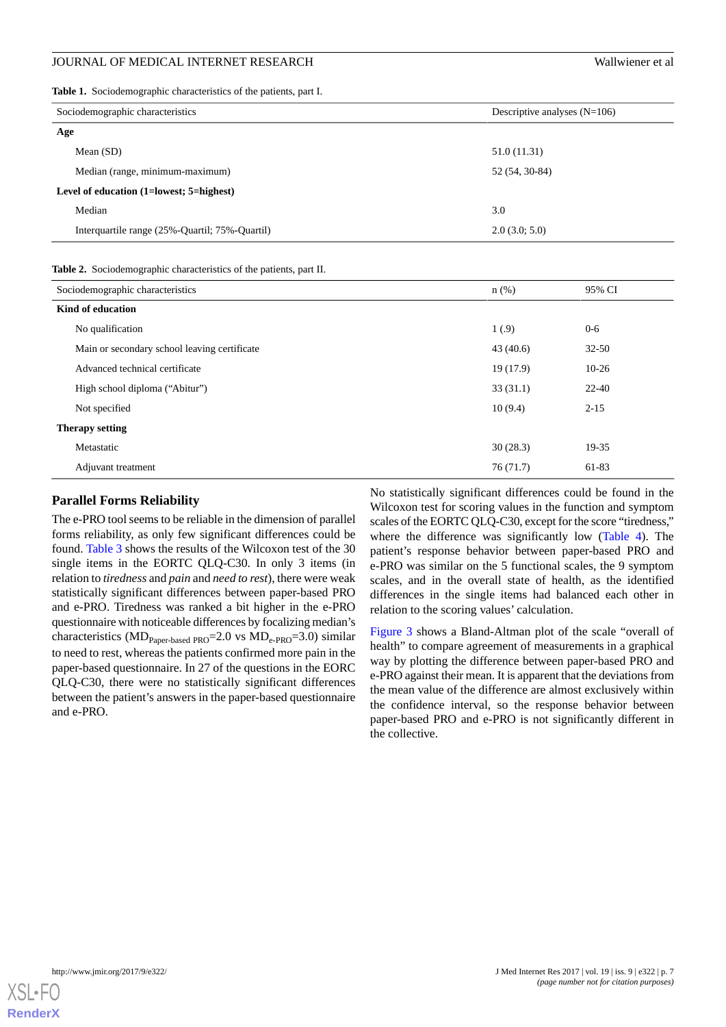**Table 1.** Sociodemographic characteristics of the patients, part I.

| Sociodemographic characteristics | Descriptive analyses (N=106) |
|---|---|
| **Age** | |
| Mean (SD) | 51.0 (11.31) |
| Median (range, minimum-maximum) | 52 (54, 30-84) |
| **Level of education (1=lowest; 5=highest)** | |
| Median | 3.0 |
| Interquartile range (25%-Quartil; 75%-Quartil) | 2.0 (3.0; 5.0) |

**Table 2.** Sociodemographic characteristics of the patients, part II.

| Sociodemographic characteristics | n (%) | 95% CI |
|---|---|---|
| **Kind of education** | | |
| No qualification | 1 (.9) | 0-6 |
| Main or secondary school leaving certificate | 43 (40.6) | 32-50 |
| Advanced technical certificate | 19 (17.9) | 10-26 |
| High school diploma (“Abitur”) | 33 (31.1) | 22-40 |
| Not specified | 10 (9.4) | 2-15 |
| **Therapy setting** | | |
| Metastatic | 30 (28.3) | 19-35 |
| Adjuvant treatment | 76 (71.7) | 61-83 |

## Parallel Forms Reliability

The e-PRO tool seems to be reliable in the dimension of parallel forms reliability, as only few significant differences could be found. Table 3 shows the results of the Wilcoxon test of the 30 single items in the EORTC QLQ-C30. In only 3 items (in relation to *tiredness* and *pain* and *need to rest*), there were weak statistically significant differences between paper-based PRO and e-PRO. Tiredness was ranked a bit higher in the e-PRO questionnaire with noticeable differences by focalizing median's characteristics ($MD_{\text{Paper-based PRO}}$=2.0 vs $MD_{\text{e-PRO}}$=3.0) similar to need to rest, whereas the patients confirmed more pain in the paper-based questionnaire. In 27 of the questions in the EORC QLQ-C30, there were no statistically significant differences between the patient's answers in the paper-based questionnaire and e-PRO.

No statistically significant differences could be found in the Wilcoxon test for scoring values in the function and symptom scales of the EORTC QLQ-C30, except for the score “tiredness,” where the difference was significantly low (Table 4). The patient's response behavior between paper-based PRO and e-PRO was similar on the 5 functional scales, the 9 symptom scales, and in the overall state of health, as the identified differences in the single items had balanced each other in relation to the scoring values' calculation.

Figure 3 shows a Bland-Altman plot of the scale “overall of health” to compare agreement of measurements in a graphical way by plotting the difference between paper-based PRO and e-PRO against their mean. It is apparent that the deviations from the mean value of the difference are almost exclusively within the confidence interval, so the response behavior between paper-based PRO and e-PRO is not significantly different in the collective.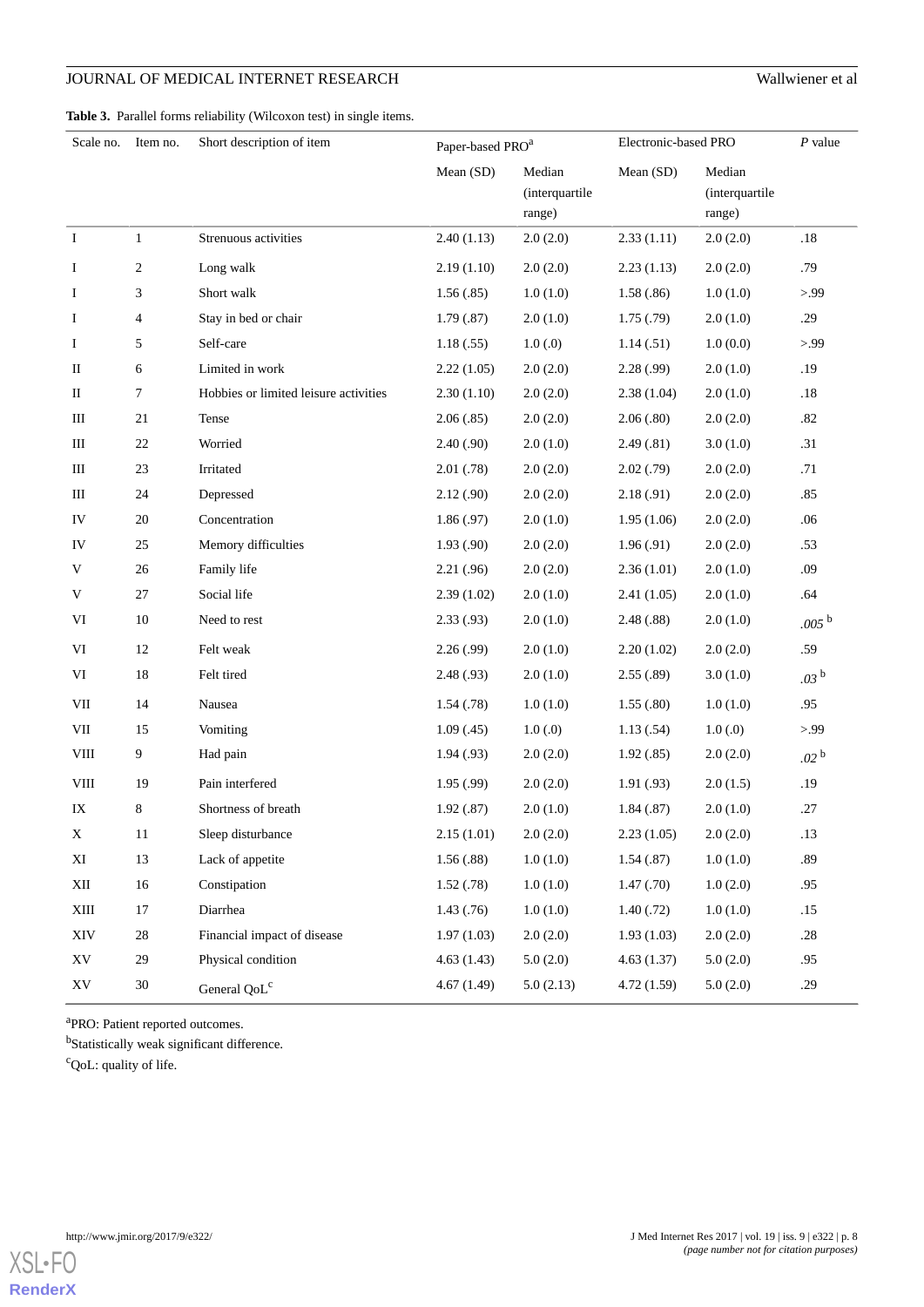**Table 3.** Parallel forms reliability (Wilcoxon test) in single items.

| Scale no. | Item no. | Short description of item | Paper-based PRO[a] | | Electronic-based PRO | | *P* value |
|---|---|---|---|---|---|---|---|
| | | | Mean (SD) | Median (interquartile range) | Mean (SD) | Median (interquartile range) | |
| I | 1 | Strenuous activities | 2.40 (1.13) | 2.0 (2.0) | 2.33 (1.11) | 2.0 (2.0) | .18 |
| I | 2 | Long walk | 2.19 (1.10) | 2.0 (2.0) | 2.23 (1.13) | 2.0 (2.0) | .79 |
| I | 3 | Short walk | 1.56 (.85) | 1.0 (1.0) | 1.58 (.86) | 1.0 (1.0) | >.99 |
| I | 4 | Stay in bed or chair | 1.79 (.87) | 2.0 (1.0) | 1.75 (.79) | 2.0 (1.0) | .29 |
| I | 5 | Self-care | 1.18 (.55) | 1.0 (.0) | 1.14 (.51) | 1.0 (0.0) | >.99 |
| II | 6 | Limited in work | 2.22 (1.05) | 2.0 (2.0) | 2.28 (.99) | 2.0 (1.0) | .19 |
| II | 7 | Hobbies or limited leisure activities | 2.30 (1.10) | 2.0 (2.0) | 2.38 (1.04) | 2.0 (1.0) | .18 |
| III | 21 | Tense | 2.06 (.85) | 2.0 (2.0) | 2.06 (.80) | 2.0 (2.0) | .82 |
| III | 22 | Worried | 2.40 (.90) | 2.0 (1.0) | 2.49 (.81) | 3.0 (1.0) | .31 |
| III | 23 | Irritated | 2.01 (.78) | 2.0 (2.0) | 2.02 (.79) | 2.0 (2.0) | .71 |
| III | 24 | Depressed | 2.12 (.90) | 2.0 (2.0) | 2.18 (.91) | 2.0 (2.0) | .85 |
| IV | 20 | Concentration | 1.86 (.97) | 2.0 (1.0) | 1.95 (1.06) | 2.0 (2.0) | .06 |
| IV | 25 | Memory difficulties | 1.93 (.90) | 2.0 (2.0) | 1.96 (.91) | 2.0 (2.0) | .53 |
| V | 26 | Family life | 2.21 (.96) | 2.0 (2.0) | 2.36 (1.01) | 2.0 (1.0) | .09 |
| V | 27 | Social life | 2.39 (1.02) | 2.0 (1.0) | 2.41 (1.05) | 2.0 (1.0) | .64 |
| VI | 10 | Need to rest | 2.33 (.93) | 2.0 (1.0) | 2.48 (.88) | 2.0 (1.0) | *.005* [b] |
| VI | 12 | Felt weak | 2.26 (.99) | 2.0 (1.0) | 2.20 (1.02) | 2.0 (2.0) | .59 |
| VI | 18 | Felt tired | 2.48 (.93) | 2.0 (1.0) | 2.55 (.89) | 3.0 (1.0) | *.03* [b] |
| VII | 14 | Nausea | 1.54 (.78) | 1.0 (1.0) | 1.55 (.80) | 1.0 (1.0) | .95 |
| VII | 15 | Vomiting | 1.09 (.45) | 1.0 (.0) | 1.13 (.54) | 1.0 (.0) | >.99 |
| VIII | 9 | Had pain | 1.94 (.93) | 2.0 (2.0) | 1.92 (.85) | 2.0 (2.0) | *.02* [b] |
| VIII | 19 | Pain interfered | 1.95 (.99) | 2.0 (2.0) | 1.91 (.93) | 2.0 (1.5) | .19 |
| IX | 8 | Shortness of breath | 1.92 (.87) | 2.0 (1.0) | 1.84 (.87) | 2.0 (1.0) | .27 |
| X | 11 | Sleep disturbance | 2.15 (1.01) | 2.0 (2.0) | 2.23 (1.05) | 2.0 (2.0) | .13 |
| XI | 13 | Lack of appetite | 1.56 (.88) | 1.0 (1.0) | 1.54 (.87) | 1.0 (1.0) | .89 |
| XII | 16 | Constipation | 1.52 (.78) | 1.0 (1.0) | 1.47 (.70) | 1.0 (2.0) | .95 |
| XIII | 17 | Diarrhea | 1.43 (.76) | 1.0 (1.0) | 1.40 (.72) | 1.0 (1.0) | .15 |
| XIV | 28 | Financial impact of disease | 1.97 (1.03) | 2.0 (2.0) | 1.93 (1.03) | 2.0 (2.0) | .28 |
| XV | 29 | Physical condition | 4.63 (1.43) | 5.0 (2.0) | 4.63 (1.37) | 5.0 (2.0) | .95 |
| XV | 30 | General QoL[c] | 4.67 (1.49) | 5.0 (2.13) | 4.72 (1.59) | 5.0 (2.0) | .29 |

[a]PRO: Patient reported outcomes.

[b]Statistically weak significant difference.

[c]QoL: quality of life.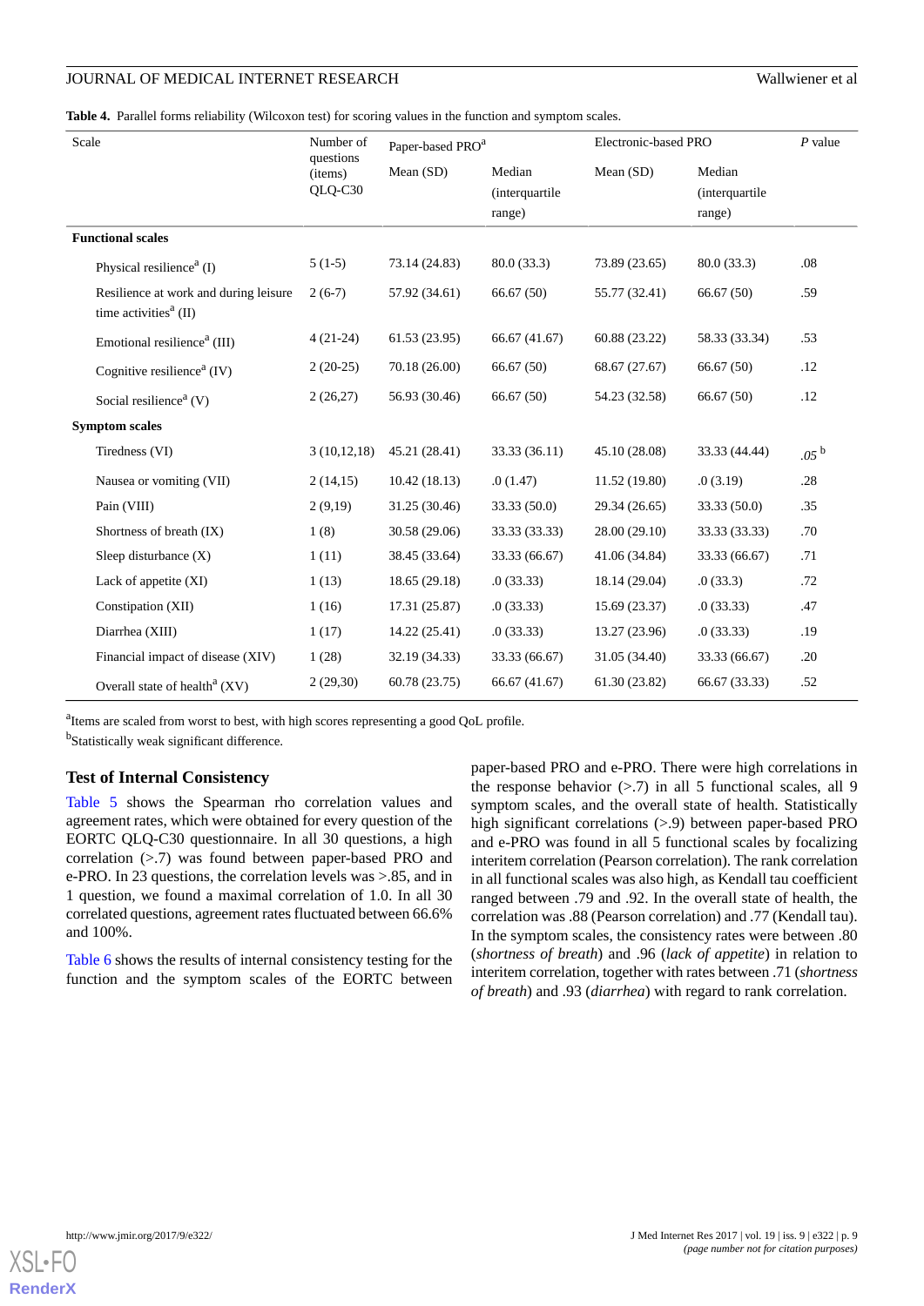**Table 4.** Parallel forms reliability (Wilcoxon test) for scoring values in the function and symptom scales.

| Scale | Number of questions (items) QLQ-C30 | Paper-based PRO[a] | | Electronic-based PRO | | P value |
|---|---|---|---|---|---|---|
| | | Mean (SD) | Median (interquartile range) | Mean (SD) | Median (interquartile range) | |
| **Functional scales** | | | | | | |
| Physical resilience[a] (I) | 5 (1-5) | 73.14 (24.83) | 80.0 (33.3) | 73.89 (23.65) | 80.0 (33.3) | .08 |
| Resilience at work and during leisure time activities[a] (II) | 2 (6-7) | 57.92 (34.61) | 66.67 (50) | 55.77 (32.41) | 66.67 (50) | .59 |
| Emotional resilience[a] (III) | 4 (21-24) | 61.53 (23.95) | 66.67 (41.67) | 60.88 (23.22) | 58.33 (33.34) | .53 |
| Cognitive resilience[a] (IV) | 2 (20-25) | 70.18 (26.00) | 66.67 (50) | 68.67 (27.67) | 66.67 (50) | .12 |
| Social resilience[a] (V) | 2 (26,27) | 56.93 (30.46) | 66.67 (50) | 54.23 (32.58) | 66.67 (50) | .12 |
| **Symptom scales** | | | | | | |
| Tiredness (VI) | 3 (10,12,18) | 45.21 (28.41) | 33.33 (36.11) | 45.10 (28.08) | 33.33 (44.44) | *.05* [b] |
| Nausea or vomiting (VII) | 2 (14,15) | 10.42 (18.13) | .0 (1.47) | 11.52 (19.80) | .0 (3.19) | .28 |
| Pain (VIII) | 2 (9,19) | 31.25 (30.46) | 33.33 (50.0) | 29.34 (26.65) | 33.33 (50.0) | .35 |
| Shortness of breath (IX) | 1 (8) | 30.58 (29.06) | 33.33 (33.33) | 28.00 (29.10) | 33.33 (33.33) | .70 |
| Sleep disturbance (X) | 1 (11) | 38.45 (33.64) | 33.33 (66.67) | 41.06 (34.84) | 33.33 (66.67) | .71 |
| Lack of appetite (XI) | 1 (13) | 18.65 (29.18) | .0 (33.33) | 18.14 (29.04) | .0 (33.3) | .72 |
| Constipation (XII) | 1 (16) | 17.31 (25.87) | .0 (33.33) | 15.69 (23.37) | .0 (33.33) | .47 |
| Diarrhea (XIII) | 1 (17) | 14.22 (25.41) | .0 (33.33) | 13.27 (23.96) | .0 (33.33) | .19 |
| Financial impact of disease (XIV) | 1 (28) | 32.19 (34.33) | 33.33 (66.67) | 31.05 (34.40) | 33.33 (66.67) | .20 |
| Overall state of health[a] (XV) | 2 (29,30) | 60.78 (23.75) | 66.67 (41.67) | 61.30 (23.82) | 66.67 (33.33) | .52 |

[a]Items are scaled from worst to best, with high scores representing a good QoL profile.

[b]Statistically weak significant difference.

## Test of Internal Consistency

Table 5 shows the Spearman rho correlation values and agreement rates, which were obtained for every question of the EORTC QLQ-C30 questionnaire. In all 30 questions, a high correlation (>.7) was found between paper-based PRO and e-PRO. In 23 questions, the correlation levels was >.85, and in 1 question, we found a maximal correlation of 1.0. In all 30 correlated questions, agreement rates fluctuated between 66.6% and 100%.

Table 6 shows the results of internal consistency testing for the function and the symptom scales of the EORTC between paper-based PRO and e-PRO. There were high correlations in the response behavior (>.7) in all 5 functional scales, all 9 symptom scales, and the overall state of health. Statistically high significant correlations (>.9) between paper-based PRO and e-PRO was found in all 5 functional scales by focalizing interitem correlation (Pearson correlation). The rank correlation in all functional scales was also high, as Kendall tau coefficient ranged between .79 and .92. In the overall state of health, the correlation was .88 (Pearson correlation) and .77 (Kendall tau). In the symptom scales, the consistency rates were between .80 (*shortness of breath*) and .96 (*lack of appetite*) in relation to interitem correlation, together with rates between .71 (*shortness of breath*) and .93 (*diarrhea*) with regard to rank correlation.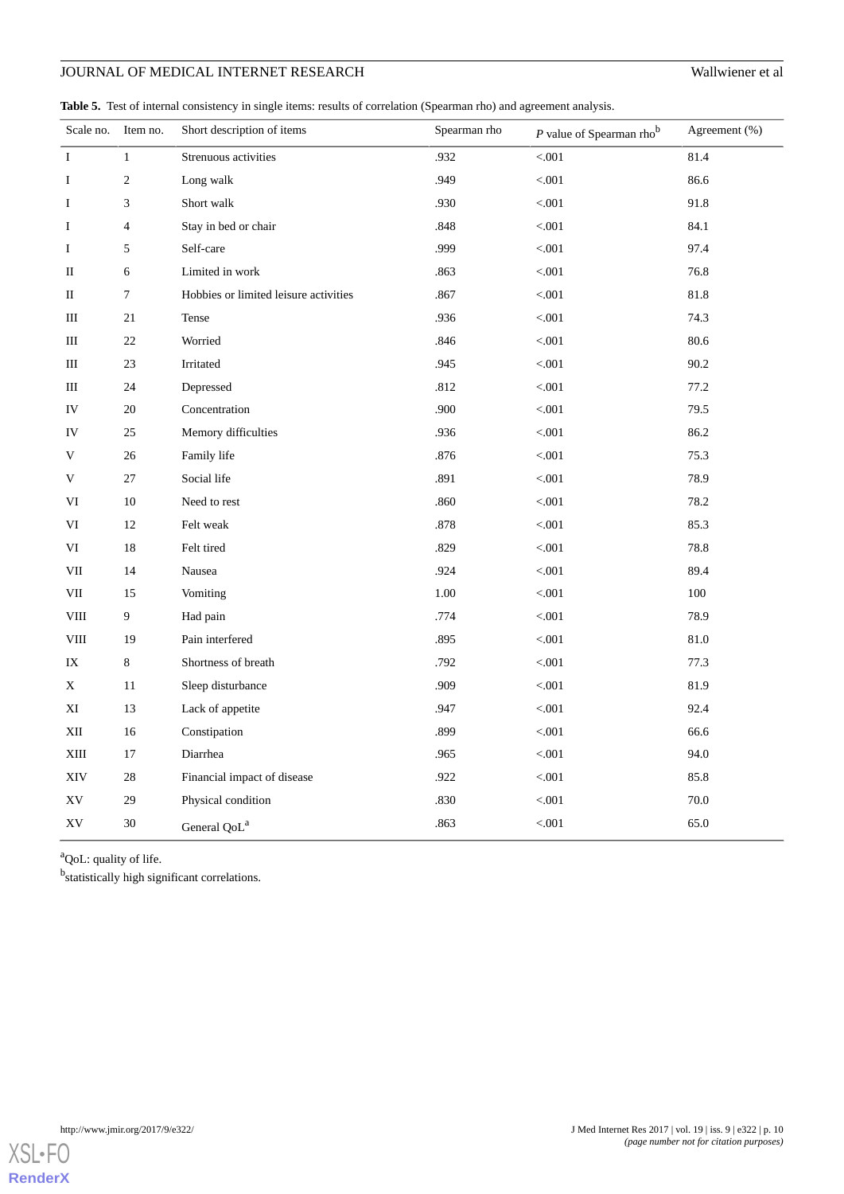**Table 5.** Test of internal consistency in single items: results of correlation (Spearman rho) and agreement analysis.

| Scale no. | Item no. | Short description of items | Spearman rho | *P* value of Spearman rho[b] | Agreement (%) |
|---|---|---|---|---|---|
| I | 1 | Strenuous activities | .932 | <.001 | 81.4 |
| I | 2 | Long walk | .949 | <.001 | 86.6 |
| I | 3 | Short walk | .930 | <.001 | 91.8 |
| I | 4 | Stay in bed or chair | .848 | <.001 | 84.1 |
| I | 5 | Self-care | .999 | <.001 | 97.4 |
| II | 6 | Limited in work | .863 | <.001 | 76.8 |
| II | 7 | Hobbies or limited leisure activities | .867 | <.001 | 81.8 |
| III | 21 | Tense | .936 | <.001 | 74.3 |
| III | 22 | Worried | .846 | <.001 | 80.6 |
| III | 23 | Irritated | .945 | <.001 | 90.2 |
| III | 24 | Depressed | .812 | <.001 | 77.2 |
| IV | 20 | Concentration | .900 | <.001 | 79.5 |
| IV | 25 | Memory difficulties | .936 | <.001 | 86.2 |
| V | 26 | Family life | .876 | <.001 | 75.3 |
| V | 27 | Social life | .891 | <.001 | 78.9 |
| VI | 10 | Need to rest | .860 | <.001 | 78.2 |
| VI | 12 | Felt weak | .878 | <.001 | 85.3 |
| VI | 18 | Felt tired | .829 | <.001 | 78.8 |
| VII | 14 | Nausea | .924 | <.001 | 89.4 |
| VII | 15 | Vomiting | 1.00 | <.001 | 100 |
| VIII | 9 | Had pain | .774 | <.001 | 78.9 |
| VIII | 19 | Pain interfered | .895 | <.001 | 81.0 |
| IX | 8 | Shortness of breath | .792 | <.001 | 77.3 |
| X | 11 | Sleep disturbance | .909 | <.001 | 81.9 |
| XI | 13 | Lack of appetite | .947 | <.001 | 92.4 |
| XII | 16 | Constipation | .899 | <.001 | 66.6 |
| XIII | 17 | Diarrhea | .965 | <.001 | 94.0 |
| XIV | 28 | Financial impact of disease | .922 | <.001 | 85.8 |
| XV | 29 | Physical condition | .830 | <.001 | 70.0 |
| XV | 30 | General QoL[a] | .863 | <.001 | 65.0 |

[a]QoL: quality of life.

[b]statistically high significant correlations.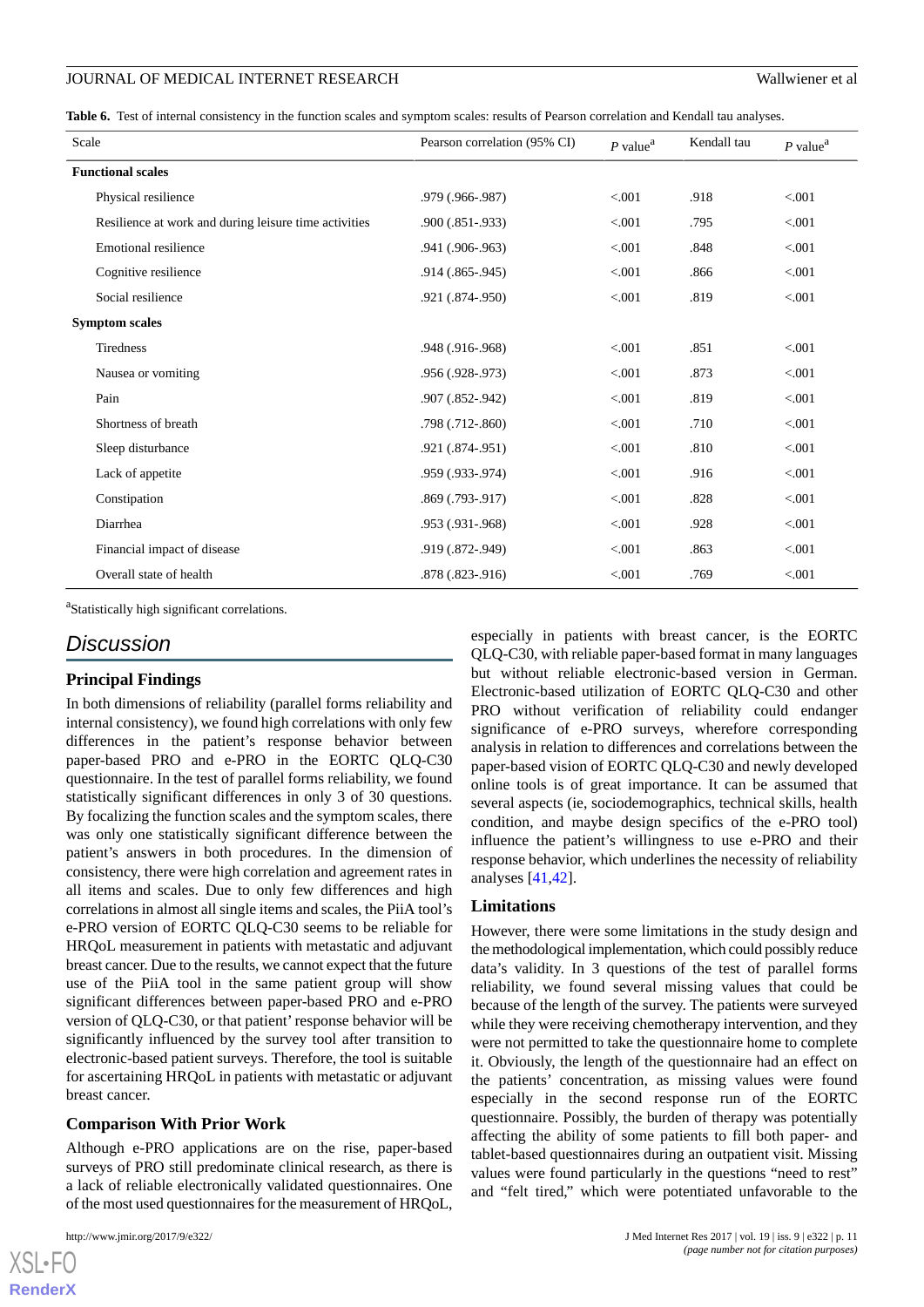**Table 6.** Test of internal consistency in the function scales and symptom scales: results of Pearson correlation and Kendall tau analyses.

| Scale | Pearson correlation (95% CI) | *P* value[a] | Kendall tau | *P* value[a] |
|---|---|---|---|---|
| **Functional scales** | | | | |
| Physical resilience | .979 (.966-.987) | <.001 | .918 | <.001 |
| Resilience at work and during leisure time activities | .900 (.851-.933) | <.001 | .795 | <.001 |
| Emotional resilience | .941 (.906-.963) | <.001 | .848 | <.001 |
| Cognitive resilience | .914 (.865-.945) | <.001 | .866 | <.001 |
| Social resilience | .921 (.874-.950) | <.001 | .819 | <.001 |
| **Symptom scales** | | | | |
| Tiredness | .948 (.916-.968) | <.001 | .851 | <.001 |
| Nausea or vomiting | .956 (.928-.973) | <.001 | .873 | <.001 |
| Pain | .907 (.852-.942) | <.001 | .819 | <.001 |
| Shortness of breath | .798 (.712-.860) | <.001 | .710 | <.001 |
| Sleep disturbance | .921 (.874-.951) | <.001 | .810 | <.001 |
| Lack of appetite | .959 (.933-.974) | <.001 | .916 | <.001 |
| Constipation | .869 (.793-.917) | <.001 | .828 | <.001 |
| Diarrhea | .953 (.931-.968) | <.001 | .928 | <.001 |
| Financial impact of disease | .919 (.872-.949) | <.001 | .863 | <.001 |
| Overall state of health | .878 (.823-.916) | <.001 | .769 | <.001 |

[a]Statistically high significant correlations.

## Discussion

### Principal Findings

In both dimensions of reliability (parallel forms reliability and internal consistency), we found high correlations with only few differences in the patient's response behavior between paper-based PRO and e-PRO in the EORTC QLQ-C30 questionnaire. In the test of parallel forms reliability, we found statistically significant differences in only 3 of 30 questions. By focalizing the function scales and the symptom scales, there was only one statistically significant difference between the patient's answers in both procedures. In the dimension of consistency, there were high correlation and agreement rates in all items and scales. Due to only few differences and high correlations in almost all single items and scales, the PiiA tool's e-PRO version of EORTC QLQ-C30 seems to be reliable for HRQoL measurement in patients with metastatic and adjuvant breast cancer. Due to the results, we cannot expect that the future use of the PiiA tool in the same patient group will show significant differences between paper-based PRO and e-PRO version of QLQ-C30, or that patient' response behavior will be significantly influenced by the survey tool after transition to electronic-based patient surveys. Therefore, the tool is suitable for ascertaining HRQoL in patients with metastatic or adjuvant breast cancer.

### Comparison With Prior Work

Although e-PRO applications are on the rise, paper-based surveys of PRO still predominate clinical research, as there is a lack of reliable electronically validated questionnaires. One of the most used questionnaires for the measurement of HRQoL, especially in patients with breast cancer, is the EORTC QLQ-C30, with reliable paper-based format in many languages but without reliable electronic-based version in German. Electronic-based utilization of EORTC QLQ-C30 and other PRO without verification of reliability could endanger significance of e-PRO surveys, wherefore corresponding analysis in relation to differences and correlations between the paper-based vision of EORTC QLQ-C30 and newly developed online tools is of great importance. It can be assumed that several aspects (ie, sociodemographics, technical skills, health condition, and maybe design specifics of the e-PRO tool) influence the patient's willingness to use e-PRO and their response behavior, which underlines the necessity of reliability analyses [41,42].

### Limitations

However, there were some limitations in the study design and the methodological implementation, which could possibly reduce data's validity. In 3 questions of the test of parallel forms reliability, we found several missing values that could be because of the length of the survey. The patients were surveyed while they were receiving chemotherapy intervention, and they were not permitted to take the questionnaire home to complete it. Obviously, the length of the questionnaire had an effect on the patients' concentration, as missing values were found especially in the second response run of the EORTC questionnaire. Possibly, the burden of therapy was potentially affecting the ability of some patients to fill both paper- and tablet-based questionnaires during an outpatient visit. Missing values were found particularly in the questions "need to rest" and "felt tired," which were potentiated unfavorable to the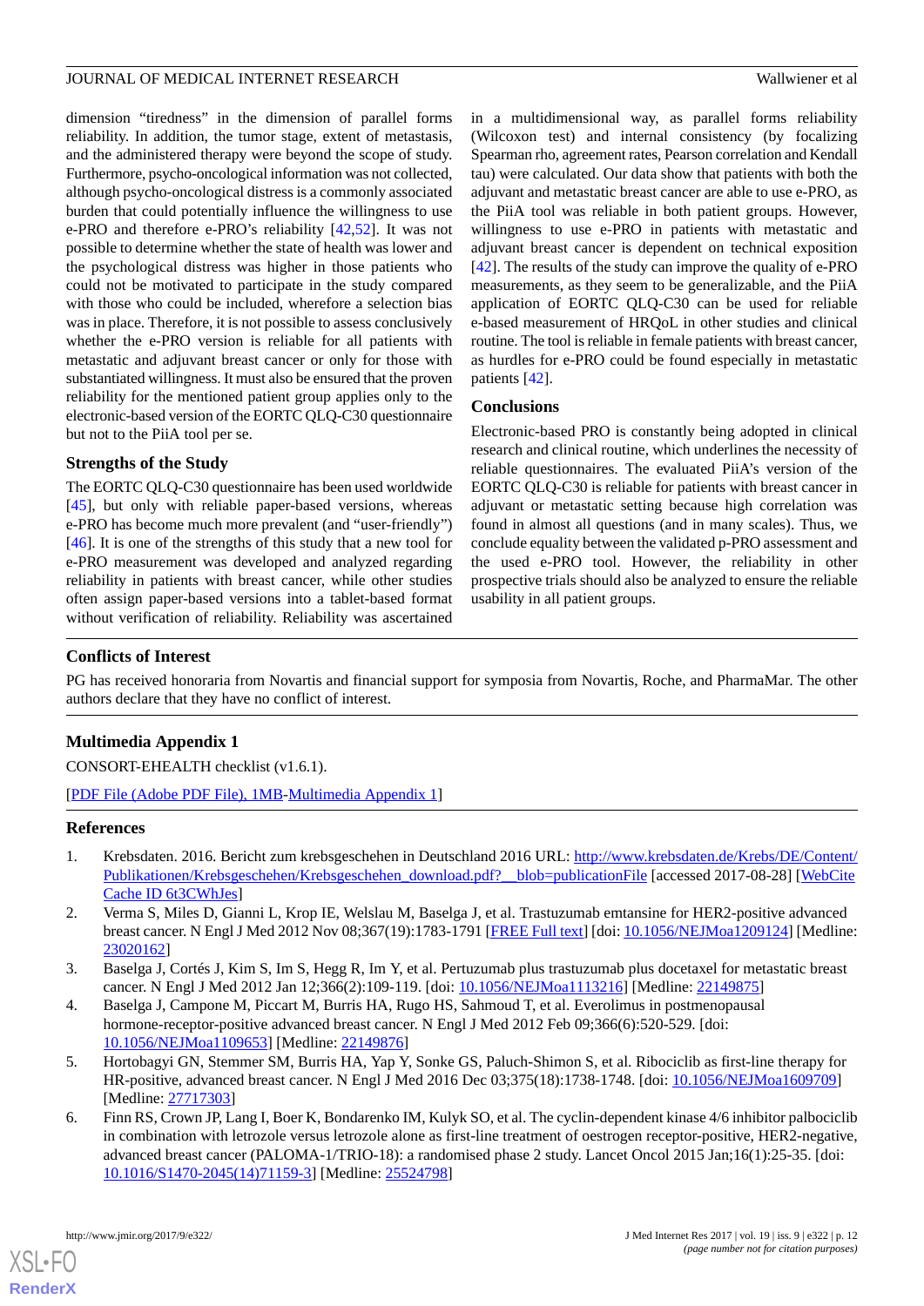dimension "tiredness" in the dimension of parallel forms reliability. In addition, the tumor stage, extent of metastasis, and the administered therapy were beyond the scope of study. Furthermore, psycho-oncological information was not collected, although psycho-oncological distress is a commonly associated burden that could potentially influence the willingness to use e-PRO and therefore e-PRO's reliability [42,52]. It was not possible to determine whether the state of health was lower and the psychological distress was higher in those patients who could not be motivated to participate in the study compared with those who could be included, wherefore a selection bias was in place. Therefore, it is not possible to assess conclusively whether the e-PRO version is reliable for all patients with metastatic and adjuvant breast cancer or only for those with substantiated willingness. It must also be ensured that the proven reliability for the mentioned patient group applies only to the electronic-based version of the EORTC QLQ-C30 questionnaire but not to the PiiA tool per se.

### Strengths of the Study

The EORTC QLQ-C30 questionnaire has been used worldwide [45], but only with reliable paper-based versions, whereas e-PRO has become much more prevalent (and "user-friendly") [46]. It is one of the strengths of this study that a new tool for e-PRO measurement was developed and analyzed regarding reliability in patients with breast cancer, while other studies often assign paper-based versions into a tablet-based format without verification of reliability. Reliability was ascertained in a multidimensional way, as parallel forms reliability (Wilcoxon test) and internal consistency (by focalizing Spearman rho, agreement rates, Pearson correlation and Kendall tau) were calculated. Our data show that patients with both the adjuvant and metastatic breast cancer are able to use e-PRO, as the PiiA tool was reliable in both patient groups. However, willingness to use e-PRO in patients with metastatic and adjuvant breast cancer is dependent on technical exposition [42]. The results of the study can improve the quality of e-PRO measurements, as they seem to be generalizable, and the PiiA application of EORTC QLQ-C30 can be used for reliable e-based measurement of HRQoL in other studies and clinical routine. The tool is reliable in female patients with breast cancer, as hurdles for e-PRO could be found especially in metastatic patients [42].

### Conclusions

Electronic-based PRO is constantly being adopted in clinical research and clinical routine, which underlines the necessity of reliable questionnaires. The evaluated PiiA's version of the EORTC QLQ-C30 is reliable for patients with breast cancer in adjuvant or metastatic setting because high correlation was found in almost all questions (and in many scales). Thus, we conclude equality between the validated p-PRO assessment and the used e-PRO tool. However, the reliability in other prospective trials should also be analyzed to ensure the reliable usability in all patient groups.

## Conflicts of Interest

PG has received honoraria from Novartis and financial support for symposia from Novartis, Roche, and PharmaMar. The other authors declare that they have no conflict of interest.

## Multimedia Appendix 1

CONSORT-EHEALTH checklist (v1.6.1).

[PDF File (Adobe PDF File), 1MB-Multimedia Appendix 1]

## References

1. Krebsdaten. 2016. Bericht zum krebsgeschehen in Deutschland 2016 URL: http://www.krebsdaten.de/Krebs/DE/Content/Publikationen/Krebsgeschehen/Krebsgeschehen_download.pdf?__blob=publicationFile [accessed 2017-08-28] [WebCite Cache ID 6t3CWhJes]
2. Verma S, Miles D, Gianni L, Krop IE, Welslau M, Baselga J, et al. Trastuzumab emtansine for HER2-positive advanced breast cancer. N Engl J Med 2012 Nov 08;367(19):1783-1791 [FREE Full text] [doi: 10.1056/NEJMoa1209124] [Medline: 23020162]
3. Baselga J, Cortés J, Kim S, Im S, Hegg R, Im Y, et al. Pertuzumab plus trastuzumab plus docetaxel for metastatic breast cancer. N Engl J Med 2012 Jan 12;366(2):109-119. [doi: 10.1056/NEJMoa1113216] [Medline: 22149875]
4. Baselga J, Campone M, Piccart M, Burris HA, Rugo HS, Sahmoud T, et al. Everolimus in postmenopausal hormone-receptor-positive advanced breast cancer. N Engl J Med 2012 Feb 09;366(6):520-529. [doi: 10.1056/NEJMoa1109653] [Medline: 22149876]
5. Hortobagyi GN, Stemmer SM, Burris HA, Yap Y, Sonke GS, Paluch-Shimon S, et al. Ribociclib as first-line therapy for HR-positive, advanced breast cancer. N Engl J Med 2016 Dec 03;375(18):1738-1748. [doi: 10.1056/NEJMoa1609709] [Medline: 27717303]
6. Finn RS, Crown JP, Lang I, Boer K, Bondarenko IM, Kulyk SO, et al. The cyclin-dependent kinase 4/6 inhibitor palbociclib in combination with letrozole versus letrozole alone as first-line treatment of oestrogen receptor-positive, HER2-negative, advanced breast cancer (PALOMA-1/TRIO-18): a randomised phase 2 study. Lancet Oncol 2015 Jan;16(1):25-35. [doi: 10.1016/S1470-2045(14)71159-3] [Medline: 25524798]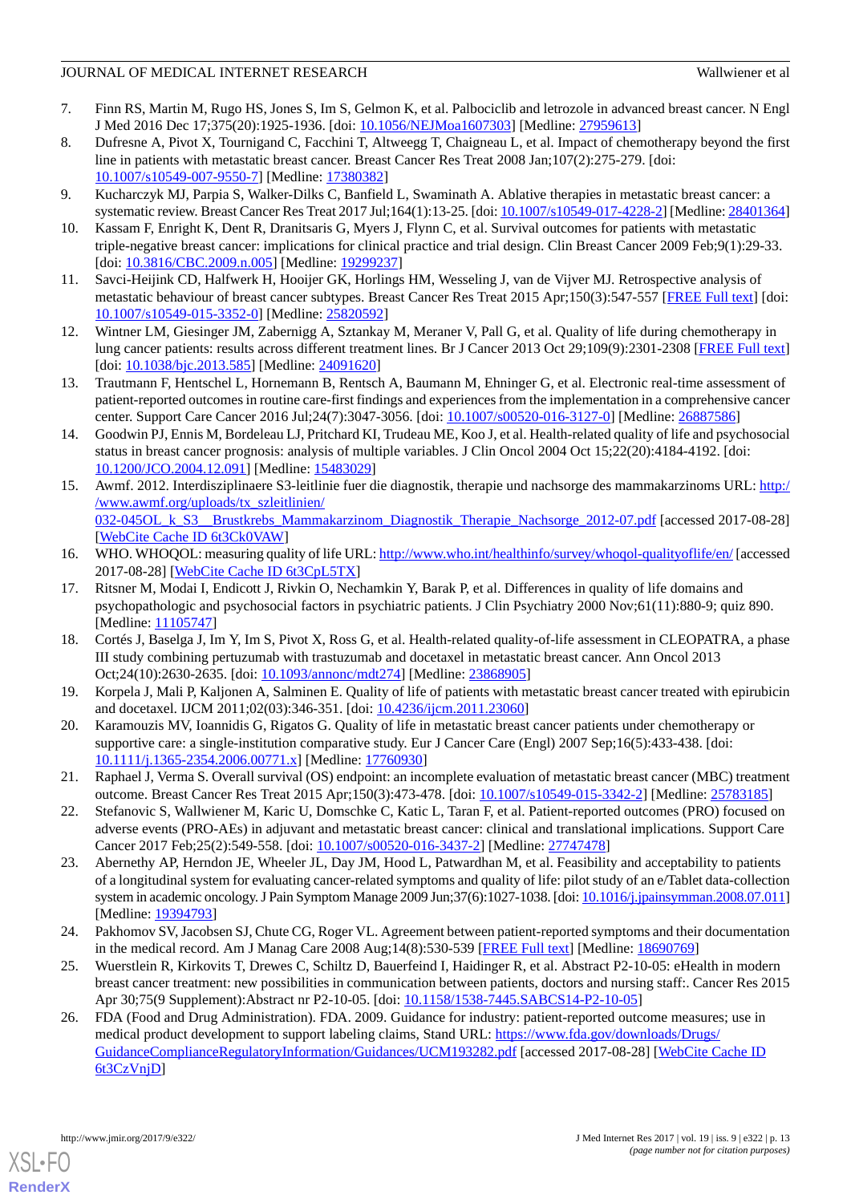7. Finn RS, Martin M, Rugo HS, Jones S, Im S, Gelmon K, et al. Palbociclib and letrozole in advanced breast cancer. N Engl J Med 2016 Dec 17;375(20):1925-1936. [doi: 10.1056/NEJMoa1607303] [Medline: 27959613]
8. Dufresne A, Pivot X, Tournigand C, Facchini T, Altweegg T, Chaigneau L, et al. Impact of chemotherapy beyond the first line in patients with metastatic breast cancer. Breast Cancer Res Treat 2008 Jan;107(2):275-279. [doi: 10.1007/s10549-007-9550-7] [Medline: 17380382]
9. Kucharczyk MJ, Parpia S, Walker-Dilks C, Banfield L, Swaminath A. Ablative therapies in metastatic breast cancer: a systematic review. Breast Cancer Res Treat 2017 Jul;164(1):13-25. [doi: 10.1007/s10549-017-4228-2] [Medline: 28401364]
10. Kassam F, Enright K, Dent R, Dranitsaris G, Myers J, Flynn C, et al. Survival outcomes for patients with metastatic triple-negative breast cancer: implications for clinical practice and trial design. Clin Breast Cancer 2009 Feb;9(1):29-33. [doi: 10.3816/CBC.2009.n.005] [Medline: 19299237]
11. Savci-Heijink CD, Halfwerk H, Hooijer GK, Horlings HM, Wesseling J, van de Vijver MJ. Retrospective analysis of metastatic behaviour of breast cancer subtypes. Breast Cancer Res Treat 2015 Apr;150(3):547-557 [FREE Full text] [doi: 10.1007/s10549-015-3352-0] [Medline: 25820592]
12. Wintner LM, Giesinger JM, Zabernigg A, Sztankay M, Meraner V, Pall G, et al. Quality of life during chemotherapy in lung cancer patients: results across different treatment lines. Br J Cancer 2013 Oct 29;109(9):2301-2308 [FREE Full text] [doi: 10.1038/bjc.2013.585] [Medline: 24091620]
13. Trautmann F, Hentschel L, Hornemann B, Rentsch A, Baumann M, Ehninger G, et al. Electronic real-time assessment of patient-reported outcomes in routine care-first findings and experiences from the implementation in a comprehensive cancer center. Support Care Cancer 2016 Jul;24(7):3047-3056. [doi: 10.1007/s00520-016-3127-0] [Medline: 26887586]
14. Goodwin PJ, Ennis M, Bordeleau LJ, Pritchard KI, Trudeau ME, Koo J, et al. Health-related quality of life and psychosocial status in breast cancer prognosis: analysis of multiple variables. J Clin Oncol 2004 Oct 15;22(20):4184-4192. [doi: 10.1200/JCO.2004.12.091] [Medline: 15483029]
15. Awmf. 2012. Interdisziplinaere S3-leitlinie fuer die diagnostik, therapie und nachsorge des mammakarzinoms URL: http://www.awmf.org/uploads/tx_szleitlinien/032-045OL_k_S3__Brustkrebs_Mammakarzinom_Diagnostik_Therapie_Nachsorge_2012-07.pdf [accessed 2017-08-28] [WebCite Cache ID 6t3Ck0VAW]
16. WHO. WHOQOL: measuring quality of life URL: http://www.who.int/healthinfo/survey/whoqol-qualityoflife/en/ [accessed 2017-08-28] [WebCite Cache ID 6t3CpL5TX]
17. Ritsner M, Modai I, Endicott J, Rivkin O, Nechamkin Y, Barak P, et al. Differences in quality of life domains and psychopathologic and psychosocial factors in psychiatric patients. J Clin Psychiatry 2000 Nov;61(11):880-9; quiz 890. [Medline: 11105747]
18. Cortés J, Baselga J, Im Y, Im S, Pivot X, Ross G, et al. Health-related quality-of-life assessment in CLEOPATRA, a phase III study combining pertuzumab with trastuzumab and docetaxel in metastatic breast cancer. Ann Oncol 2013 Oct;24(10):2630-2635. [doi: 10.1093/annonc/mdt274] [Medline: 23868905]
19. Korpela J, Mali P, Kaljonen A, Salminen E. Quality of life of patients with metastatic breast cancer treated with epirubicin and docetaxel. IJCM 2011;02(03):346-351. [doi: 10.4236/ijcm.2011.23060]
20. Karamouzis MV, Ioannidis G, Rigatos G. Quality of life in metastatic breast cancer patients under chemotherapy or supportive care: a single-institution comparative study. Eur J Cancer Care (Engl) 2007 Sep;16(5):433-438. [doi: 10.1111/j.1365-2354.2006.00771.x] [Medline: 17760930]
21. Raphael J, Verma S. Overall survival (OS) endpoint: an incomplete evaluation of metastatic breast cancer (MBC) treatment outcome. Breast Cancer Res Treat 2015 Apr;150(3):473-478. [doi: 10.1007/s10549-015-3342-2] [Medline: 25783185]
22. Stefanovic S, Wallwiener M, Karic U, Domschke C, Katic L, Taran F, et al. Patient-reported outcomes (PRO) focused on adverse events (PRO-AEs) in adjuvant and metastatic breast cancer: clinical and translational implications. Support Care Cancer 2017 Feb;25(2):549-558. [doi: 10.1007/s00520-016-3437-2] [Medline: 27747478]
23. Abernethy AP, Herndon JE, Wheeler JL, Day JM, Hood L, Patwardhan M, et al. Feasibility and acceptability to patients of a longitudinal system for evaluating cancer-related symptoms and quality of life: pilot study of an e/Tablet data-collection system in academic oncology. J Pain Symptom Manage 2009 Jun;37(6):1027-1038. [doi: 10.1016/j.jpainsymman.2008.07.011] [Medline: 19394793]
24. Pakhomov SV, Jacobsen SJ, Chute CG, Roger VL. Agreement between patient-reported symptoms and their documentation in the medical record. Am J Manag Care 2008 Aug;14(8):530-539 [FREE Full text] [Medline: 18690769]
25. Wuerstlein R, Kirkovits T, Drewes C, Schiltz D, Bauerfeind I, Haidinger R, et al. Abstract P2-10-05: eHealth in modern breast cancer treatment: new possibilities in communication between patients, doctors and nursing staff:. Cancer Res 2015 Apr 30;75(9 Supplement):Abstract nr P2-10-05. [doi: 10.1158/1538-7445.SABCS14-P2-10-05]
26. FDA (Food and Drug Administration). FDA. 2009. Guidance for industry: patient-reported outcome measures; use in medical product development to support labeling claims, Stand URL: https://www.fda.gov/downloads/Drugs/GuidanceComplianceRegulatoryInformation/Guidances/UCM193282.pdf [accessed 2017-08-28] [WebCite Cache ID 6t3CzVnjD]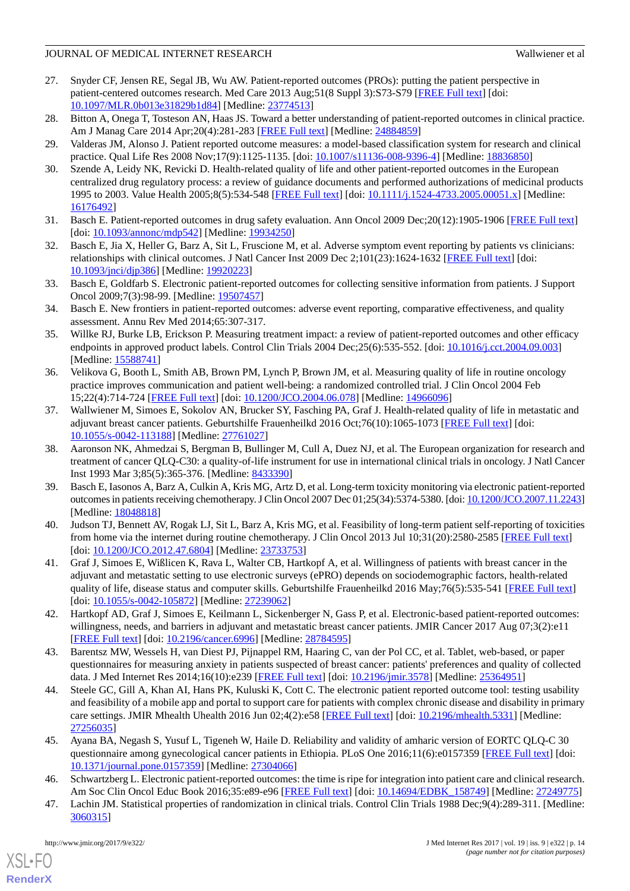27. Snyder CF, Jensen RE, Segal JB, Wu AW. Patient-reported outcomes (PROs): putting the patient perspective in patient-centered outcomes research. Med Care 2013 Aug;51(8 Suppl 3):S73-S79 [FREE Full text] [doi: 10.1097/MLR.0b013e31829b1d84] [Medline: 23774513]
28. Bitton A, Onega T, Tosteson AN, Haas JS. Toward a better understanding of patient-reported outcomes in clinical practice. Am J Manag Care 2014 Apr;20(4):281-283 [FREE Full text] [Medline: 24884859]
29. Valderas JM, Alonso J. Patient reported outcome measures: a model-based classification system for research and clinical practice. Qual Life Res 2008 Nov;17(9):1125-1135. [doi: 10.1007/s11136-008-9396-4] [Medline: 18836850]
30. Szende A, Leidy NK, Revicki D. Health-related quality of life and other patient-reported outcomes in the European centralized drug regulatory process: a review of guidance documents and performed authorizations of medicinal products 1995 to 2003. Value Health 2005;8(5):534-548 [FREE Full text] [doi: 10.1111/j.1524-4733.2005.00051.x] [Medline: 16176492]
31. Basch E. Patient-reported outcomes in drug safety evaluation. Ann Oncol 2009 Dec;20(12):1905-1906 [FREE Full text] [doi: 10.1093/annonc/mdp542] [Medline: 19934250]
32. Basch E, Jia X, Heller G, Barz A, Sit L, Fruscione M, et al. Adverse symptom event reporting by patients vs clinicians: relationships with clinical outcomes. J Natl Cancer Inst 2009 Dec 2;101(23):1624-1632 [FREE Full text] [doi: 10.1093/jnci/djp386] [Medline: 19920223]
33. Basch E, Goldfarb S. Electronic patient-reported outcomes for collecting sensitive information from patients. J Support Oncol 2009;7(3):98-99. [Medline: 19507457]
34. Basch E. New frontiers in patient-reported outcomes: adverse event reporting, comparative effectiveness, and quality assessment. Annu Rev Med 2014;65:307-317.
35. Willke RJ, Burke LB, Erickson P. Measuring treatment impact: a review of patient-reported outcomes and other efficacy endpoints in approved product labels. Control Clin Trials 2004 Dec;25(6):535-552. [doi: 10.1016/j.cct.2004.09.003] [Medline: 15588741]
36. Velikova G, Booth L, Smith AB, Brown PM, Lynch P, Brown JM, et al. Measuring quality of life in routine oncology practice improves communication and patient well-being: a randomized controlled trial. J Clin Oncol 2004 Feb 15;22(4):714-724 [FREE Full text] [doi: 10.1200/JCO.2004.06.078] [Medline: 14966096]
37. Wallwiener M, Simoes E, Sokolov AN, Brucker SY, Fasching PA, Graf J. Health-related quality of life in metastatic and adjuvant breast cancer patients. Geburtshilfe Frauenheilkd 2016 Oct;76(10):1065-1073 [FREE Full text] [doi: 10.1055/s-0042-113188] [Medline: 27761027]
38. Aaronson NK, Ahmedzai S, Bergman B, Bullinger M, Cull A, Duez NJ, et al. The European organization for research and treatment of cancer QLQ-C30: a quality-of-life instrument for use in international clinical trials in oncology. J Natl Cancer Inst 1993 Mar 3;85(5):365-376. [Medline: 8433390]
39. Basch E, Iasonos A, Barz A, Culkin A, Kris MG, Artz D, et al. Long-term toxicity monitoring via electronic patient-reported outcomes in patients receiving chemotherapy. J Clin Oncol 2007 Dec 01;25(34):5374-5380. [doi: 10.1200/JCO.2007.11.2243] [Medline: 18048818]
40. Judson TJ, Bennett AV, Rogak LJ, Sit L, Barz A, Kris MG, et al. Feasibility of long-term patient self-reporting of toxicities from home via the internet during routine chemotherapy. J Clin Oncol 2013 Jul 10;31(20):2580-2585 [FREE Full text] [doi: 10.1200/JCO.2012.47.6804] [Medline: 23733753]
41. Graf J, Simoes E, Wißlicen K, Rava L, Walter CB, Hartkopf A, et al. Willingness of patients with breast cancer in the adjuvant and metastatic setting to use electronic surveys (ePRO) depends on sociodemographic factors, health-related quality of life, disease status and computer skills. Geburtshilfe Frauenheilkd 2016 May;76(5):535-541 [FREE Full text] [doi: 10.1055/s-0042-105872] [Medline: 27239062]
42. Hartkopf AD, Graf J, Simoes E, Keilmann L, Sickenberger N, Gass P, et al. Electronic-based patient-reported outcomes: willingness, needs, and barriers in adjuvant and metastatic breast cancer patients. JMIR Cancer 2017 Aug 07;3(2):e11 [FREE Full text] [doi: 10.2196/cancer.6996] [Medline: 28784595]
43. Barentsz MW, Wessels H, van Diest PJ, Pijnappel RM, Haaring C, van der Pol CC, et al. Tablet, web-based, or paper questionnaires for measuring anxiety in patients suspected of breast cancer: patients' preferences and quality of collected data. J Med Internet Res 2014;16(10):e239 [FREE Full text] [doi: 10.2196/jmir.3578] [Medline: 25364951]
44. Steele GC, Gill A, Khan AI, Hans PK, Kuluski K, Cott C. The electronic patient reported outcome tool: testing usability and feasibility of a mobile app and portal to support care for patients with complex chronic disease and disability in primary care settings. JMIR Mhealth Uhealth 2016 Jun 02;4(2):e58 [FREE Full text] [doi: 10.2196/mhealth.5331] [Medline: 27256035]
45. Ayana BA, Negash S, Yusuf L, Tigeneh W, Haile D. Reliability and validity of amharic version of EORTC QLQ-C 30 questionnaire among gynecological cancer patients in Ethiopia. PLoS One 2016;11(6):e0157359 [FREE Full text] [doi: 10.1371/journal.pone.0157359] [Medline: 27304066]
46. Schwartzberg L. Electronic patient-reported outcomes: the time is ripe for integration into patient care and clinical research. Am Soc Clin Oncol Educ Book 2016;35:e89-e96 [FREE Full text] [doi: 10.14694/EDBK_158749] [Medline: 27249775]
47. Lachin JM. Statistical properties of randomization in clinical trials. Control Clin Trials 1988 Dec;9(4):289-311. [Medline: 3060315]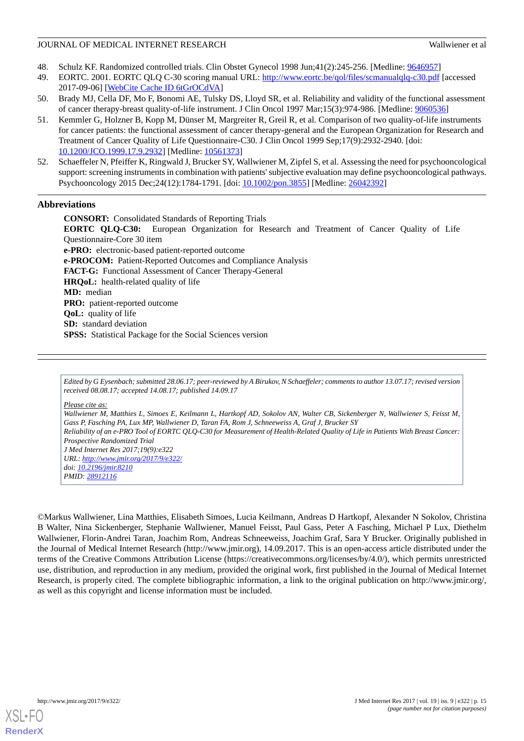48. Schulz KF. Randomized controlled trials. Clin Obstet Gynecol 1998 Jun;41(2):245-256. [Medline: 9646957]
49. EORTC. 2001. EORTC QLQ C-30 scoring manual URL: http://www.eortc.be/qol/files/scmanualqlq-c30.pdf [accessed 2017-09-06] [WebCite Cache ID 6tGrOCdVA]
50. Brady MJ, Cella DF, Mo F, Bonomi AE, Tulsky DS, Lloyd SR, et al. Reliability and validity of the functional assessment of cancer therapy-breast quality-of-life instrument. J Clin Oncol 1997 Mar;15(3):974-986. [Medline: 9060536]
51. Kemmler G, Holzner B, Kopp M, Dünser M, Margreiter R, Greil R, et al. Comparison of two quality-of-life instruments for cancer patients: the functional assessment of cancer therapy-general and the European Organization for Research and Treatment of Cancer Quality of Life Questionnaire-C30. J Clin Oncol 1999 Sep;17(9):2932-2940. [doi: 10.1200/JCO.1999.17.9.2932] [Medline: 10561373]
52. Schaeffeler N, Pfeiffer K, Ringwald J, Brucker SY, Wallwiener M, Zipfel S, et al. Assessing the need for psychooncological support: screening instruments in combination with patients' subjective evaluation may define psychooncological pathways. Psychooncology 2015 Dec;24(12):1784-1791. [doi: 10.1002/pon.3855] [Medline: 26042392]

## Abbreviations

**CONSORT:** Consolidated Standards of Reporting Trials
**EORTC QLQ-C30:** European Organization for Research and Treatment of Cancer Quality of Life Questionnaire-Core 30 item
**e-PRO:** electronic-based patient-reported outcome
**e-PROCOM:** Patient-Reported Outcomes and Compliance Analysis
**FACT-G:** Functional Assessment of Cancer Therapy-General
**HRQoL:** health-related quality of life
**MD:** median
**PRO:** patient-reported outcome
**QoL:** quality of life
**SD:** standard deviation
**SPSS:** Statistical Package for the Social Sciences version

---

*Edited by G Eysenbach; submitted 28.06.17; peer-reviewed by A Birukov, N Schaeffeler; comments to author 13.07.17; revised version received 08.08.17; accepted 14.08.17; published 14.09.17*

*Please cite as:*
*Wallwiener M, Matthies L, Simoes E, Keilmann L, Hartkopf AD, Sokolov AN, Walter CB, Sickenberger N, Wallwiener S, Feisst M, Gass P, Fasching PA, Lux MP, Wallwiener D, Taran FA, Rom J, Schneeweiss A, Graf J, Brucker SY*
*Reliability of an e-PRO Tool of EORTC QLQ-C30 for Measurement of Health-Related Quality of Life in Patients With Breast Cancer: Prospective Randomized Trial*
*J Med Internet Res 2017;19(9):e322*
*URL: http://www.jmir.org/2017/9/e322/*
*doi: 10.2196/jmir.8210*
*PMID: 28912116*

©Markus Wallwiener, Lina Matthies, Elisabeth Simoes, Lucia Keilmann, Andreas D Hartkopf, Alexander N Sokolov, Christina B Walter, Nina Sickenberger, Stephanie Wallwiener, Manuel Feisst, Paul Gass, Peter A Fasching, Michael P Lux, Diethelm Wallwiener, Florin-Andrei Taran, Joachim Rom, Andreas Schneeweiss, Joachim Graf, Sara Y Brucker. Originally published in the Journal of Medical Internet Research (http://www.jmir.org), 14.09.2017. This is an open-access article distributed under the terms of the Creative Commons Attribution License (https://creativecommons.org/licenses/by/4.0/), which permits unrestricted use, distribution, and reproduction in any medium, provided the original work, first published in the Journal of Medical Internet Research, is properly cited. The complete bibliographic information, a link to the original publication on http://www.jmir.org/, as well as this copyright and license information must be included.